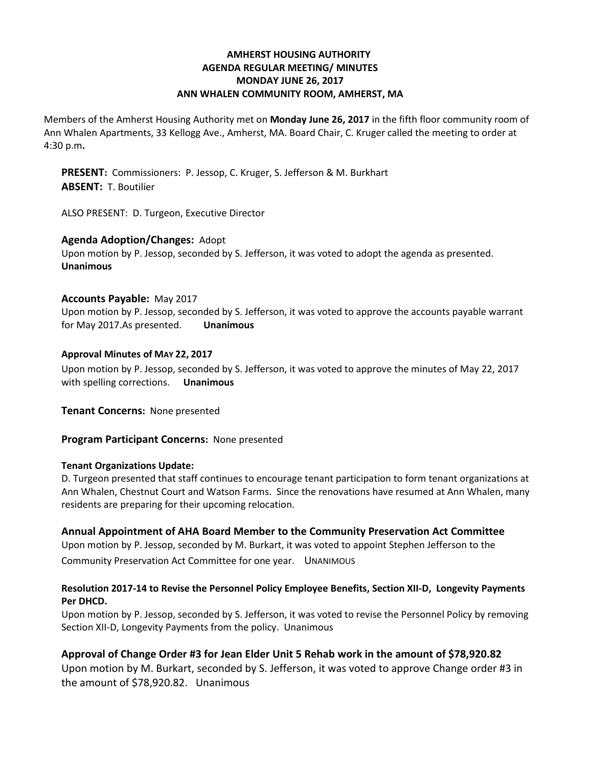# AMHERST HOUSING AUTHORITY
## AGENDA REGULAR MEETING/ MINUTES
## MONDAY JUNE 26, 2017
## ANN WHALEN COMMUNITY ROOM, AMHERST, MA

Members of the Amherst Housing Authority met on **Monday June 26, 2017** in the fifth floor community room of Ann Whalen Apartments, 33 Kellogg Ave., Amherst, MA. Board Chair, C. Kruger called the meeting to order at 4:30 p.m**.**

**PRESENT:** Commissioners: P. Jessop, C. Kruger, S. Jefferson & M. Burkhart
**ABSENT:** T. Boutilier

ALSO PRESENT: D. Turgeon, Executive Director

**Agenda Adoption/Changes:** Adopt
Upon motion by P. Jessop, seconded by S. Jefferson, it was voted to adopt the agenda as presented. **Unanimous**

**Accounts Payable:** May 2017
Upon motion by P. Jessop, seconded by S. Jefferson, it was voted to approve the accounts payable warrant for May 2017.As presented. **Unanimous**

**Approval Minutes of MAY 22, 2017**
Upon motion by P. Jessop, seconded by S. Jefferson, it was voted to approve the minutes of May 22, 2017 with spelling corrections. **Unanimous**

**Tenant Concerns:** None presented

**Program Participant Concerns:** None presented

**Tenant Organizations Update:**
D. Turgeon presented that staff continues to encourage tenant participation to form tenant organizations at Ann Whalen, Chestnut Court and Watson Farms. Since the renovations have resumed at Ann Whalen, many residents are preparing for their upcoming relocation.

**Annual Appointment of AHA Board Member to the Community Preservation Act Committee**
Upon motion by P. Jessop, seconded by M. Burkart, it was voted to appoint Stephen Jefferson to the Community Preservation Act Committee for one year. UNANIMOUS

**Resolution 2017-14 to Revise the Personnel Policy Employee Benefits, Section XII-D, Longevity Payments Per DHCD.**
Upon motion by P. Jessop, seconded by S. Jefferson, it was voted to revise the Personnel Policy by removing Section XII-D, Longevity Payments from the policy. Unanimous

**Approval of Change Order #3 for Jean Elder Unit 5 Rehab work in the amount of $78,920.82**
Upon motion by M. Burkart, seconded by S. Jefferson, it was voted to approve Change order #3 in the amount of $78,920.82. Unanimous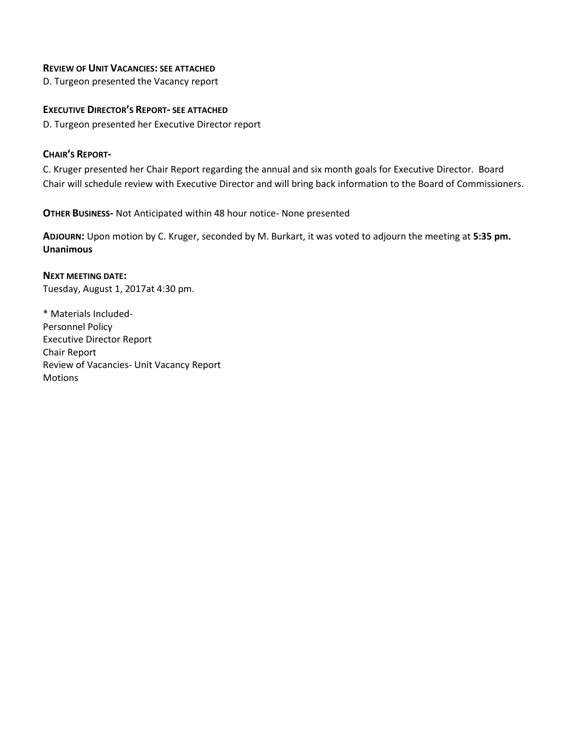**Review of Unit Vacancies: see attached**

D. Turgeon presented the Vacancy report

**Executive Director's Report- see attached**

D. Turgeon presented her Executive Director report

**Chair's Report-**

C. Kruger presented her Chair Report regarding the annual and six month goals for Executive Director. Board Chair will schedule review with Executive Director and will bring back information to the Board of Commissioners.

**Other Business-** Not Anticipated within 48 hour notice- None presented

**Adjourn:** Upon motion by C. Kruger, seconded by M. Burkart, it was voted to adjourn the meeting at **5:35 pm. Unanimous**

**Next meeting date:**

Tuesday, August 1, 2017at 4:30 pm.

* Materials Included-
Personnel Policy
Executive Director Report
Chair Report
Review of Vacancies- Unit Vacancy Report
Motions